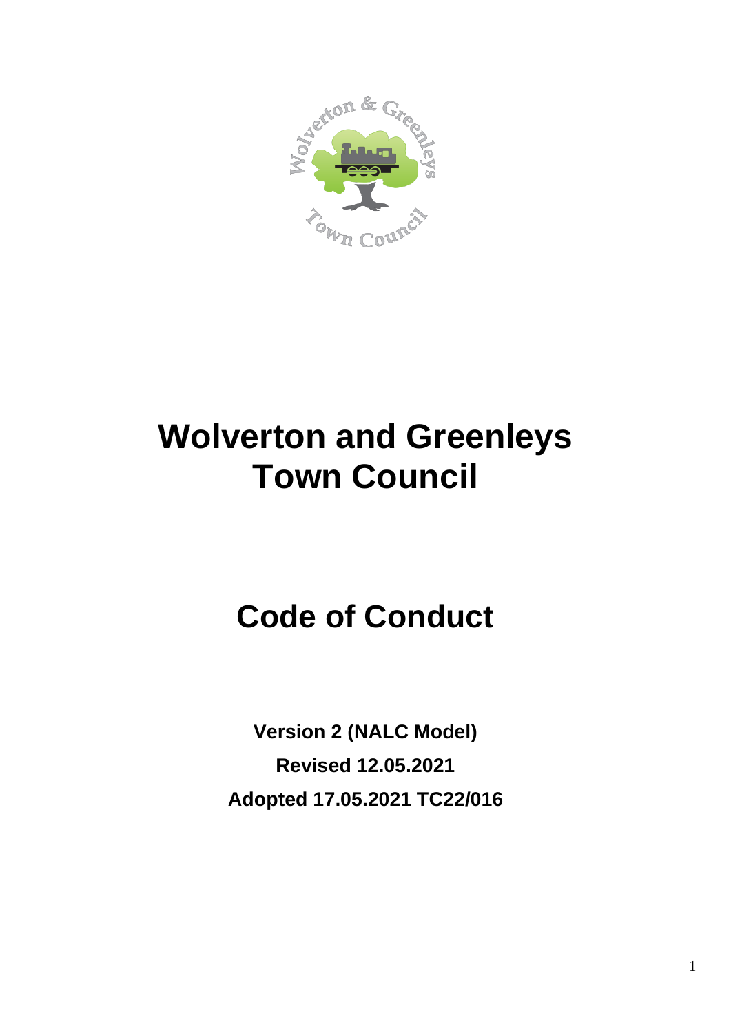# Wolverton and Greenleys Town Council

## Code of Conduct

**Version 2 (NALC Model)**

**Revised 12.05.2021**

**Adopted 17.05.2021 TC22/016**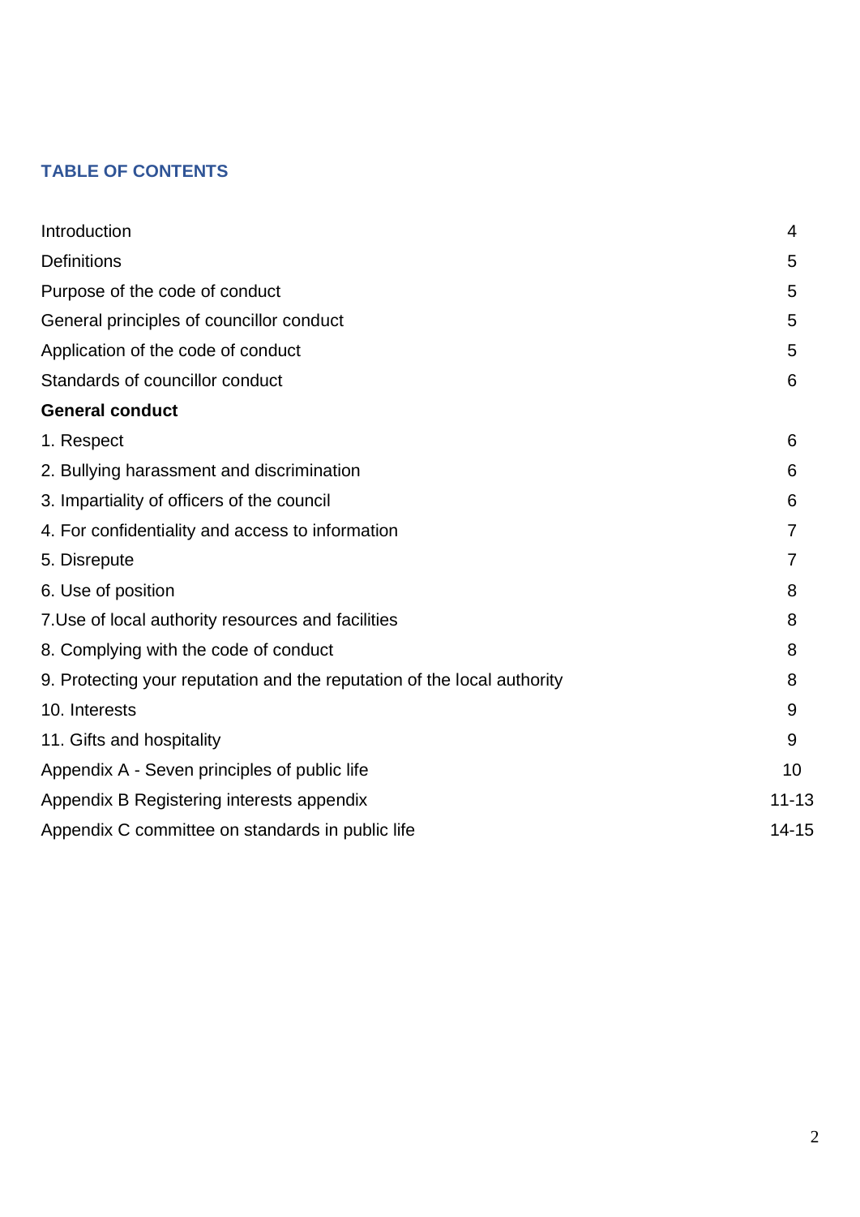## TABLE OF CONTENTS

| | |
|---|---|
| Introduction | 4 |
| Definitions | 5 |
| Purpose of the code of conduct | 5 |
| General principles of councillor conduct | 5 |
| Application of the code of conduct | 5 |
| Standards of councillor conduct | 6 |
| **General conduct** | |
| 1. Respect | 6 |
| 2. Bullying harassment and discrimination | 6 |
| 3. Impartiality of officers of the council | 6 |
| 4. For confidentiality and access to information | 7 |
| 5. Disrepute | 7 |
| 6. Use of position | 8 |
| 7.Use of local authority resources and facilities | 8 |
| 8. Complying with the code of conduct | 8 |
| 9. Protecting your reputation and the reputation of the local authority | 8 |
| 10. Interests | 9 |
| 11. Gifts and hospitality | 9 |
| Appendix A - Seven principles of public life | 10 |
| Appendix B Registering interests appendix | 11-13 |
| Appendix C committee on standards in public life | 14-15 |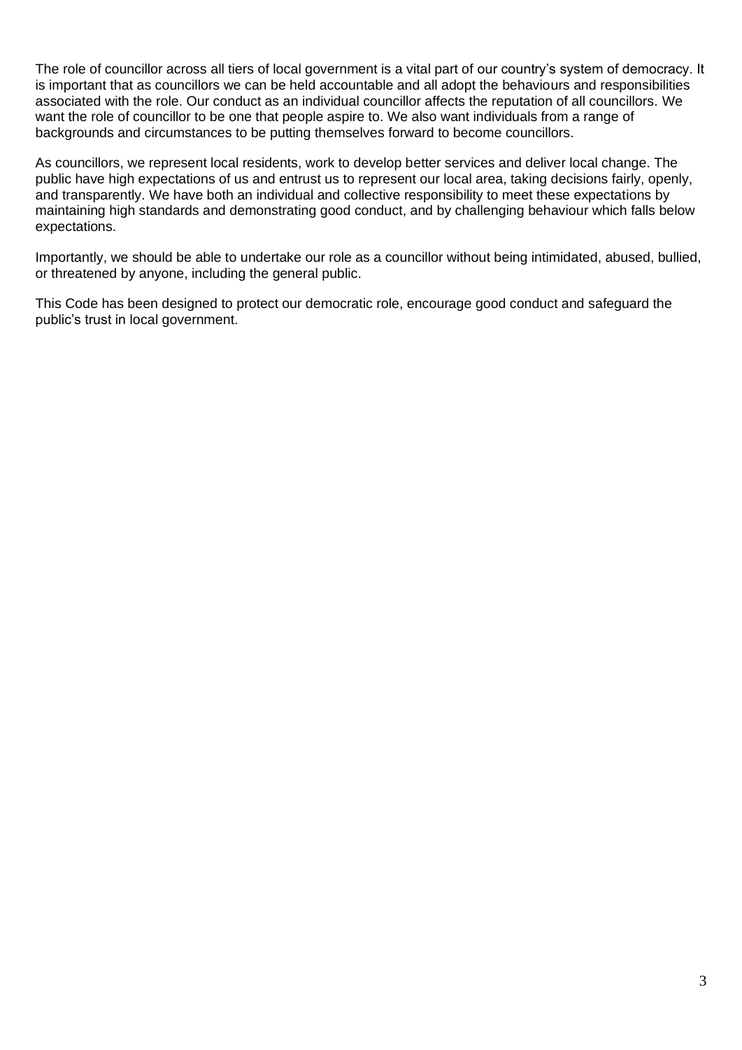The role of councillor across all tiers of local government is a vital part of our country's system of democracy. It is important that as councillors we can be held accountable and all adopt the behaviours and responsibilities associated with the role. Our conduct as an individual councillor affects the reputation of all councillors. We want the role of councillor to be one that people aspire to. We also want individuals from a range of backgrounds and circumstances to be putting themselves forward to become councillors.

As councillors, we represent local residents, work to develop better services and deliver local change. The public have high expectations of us and entrust us to represent our local area, taking decisions fairly, openly, and transparently. We have both an individual and collective responsibility to meet these expectations by maintaining high standards and demonstrating good conduct, and by challenging behaviour which falls below expectations.

Importantly, we should be able to undertake our role as a councillor without being intimidated, abused, bullied, or threatened by anyone, including the general public.

This Code has been designed to protect our democratic role, encourage good conduct and safeguard the public's trust in local government.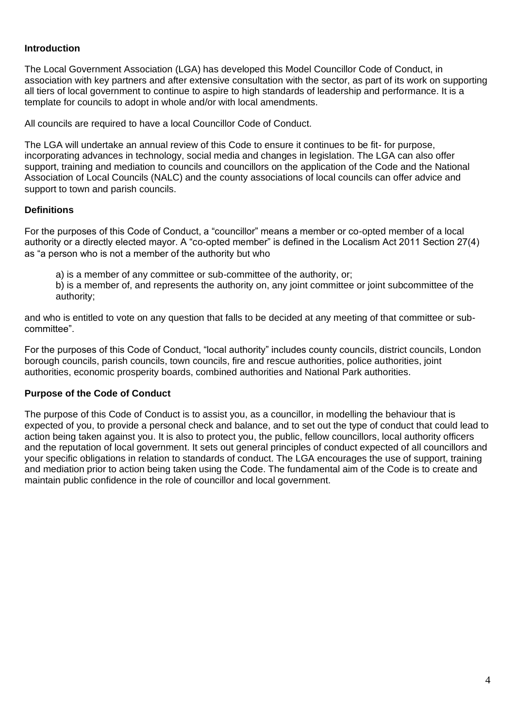**Introduction**

The Local Government Association (LGA) has developed this Model Councillor Code of Conduct, in association with key partners and after extensive consultation with the sector, as part of its work on supporting all tiers of local government to continue to aspire to high standards of leadership and performance. It is a template for councils to adopt in whole and/or with local amendments.

All councils are required to have a local Councillor Code of Conduct.

The LGA will undertake an annual review of this Code to ensure it continues to be fit- for purpose, incorporating advances in technology, social media and changes in legislation. The LGA can also offer support, training and mediation to councils and councillors on the application of the Code and the National Association of Local Councils (NALC) and the county associations of local councils can offer advice and support to town and parish councils.

**Definitions**

For the purposes of this Code of Conduct, a "councillor" means a member or co-opted member of a local authority or a directly elected mayor. A "co-opted member" is defined in the Localism Act 2011 Section 27(4) as "a person who is not a member of the authority but who

> a) is a member of any committee or sub-committee of the authority, or;
>
> b) is a member of, and represents the authority on, any joint committee or joint subcommittee of the authority;

and who is entitled to vote on any question that falls to be decided at any meeting of that committee or sub-committee".

For the purposes of this Code of Conduct, "local authority" includes county councils, district councils, London borough councils, parish councils, town councils, fire and rescue authorities, police authorities, joint authorities, economic prosperity boards, combined authorities and National Park authorities.

**Purpose of the Code of Conduct**

The purpose of this Code of Conduct is to assist you, as a councillor, in modelling the behaviour that is expected of you, to provide a personal check and balance, and to set out the type of conduct that could lead to action being taken against you. It is also to protect you, the public, fellow councillors, local authority officers and the reputation of local government. It sets out general principles of conduct expected of all councillors and your specific obligations in relation to standards of conduct. The LGA encourages the use of support, training and mediation prior to action being taken using the Code. The fundamental aim of the Code is to create and maintain public confidence in the role of councillor and local government.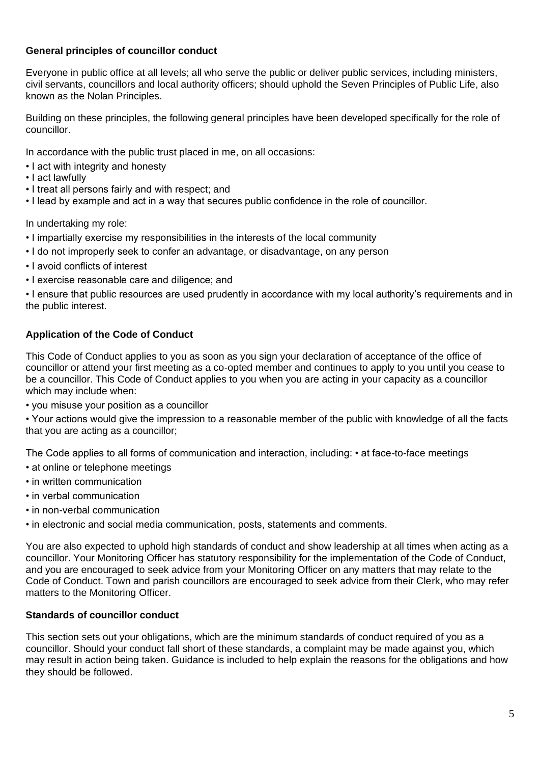**General principles of councillor conduct**

Everyone in public office at all levels; all who serve the public or deliver public services, including ministers, civil servants, councillors and local authority officers; should uphold the Seven Principles of Public Life, also known as the Nolan Principles.

Building on these principles, the following general principles have been developed specifically for the role of councillor.

In accordance with the public trust placed in me, on all occasions:

- I act with integrity and honesty
- I act lawfully
- I treat all persons fairly and with respect; and
- I lead by example and act in a way that secures public confidence in the role of councillor.

In undertaking my role:

- I impartially exercise my responsibilities in the interests of the local community
- I do not improperly seek to confer an advantage, or disadvantage, on any person
- I avoid conflicts of interest
- I exercise reasonable care and diligence; and
- I ensure that public resources are used prudently in accordance with my local authority's requirements and in the public interest.

**Application of the Code of Conduct**

This Code of Conduct applies to you as soon as you sign your declaration of acceptance of the office of councillor or attend your first meeting as a co-opted member and continues to apply to you until you cease to be a councillor. This Code of Conduct applies to you when you are acting in your capacity as a councillor which may include when:

- you misuse your position as a councillor
- Your actions would give the impression to a reasonable member of the public with knowledge of all the facts that you are acting as a councillor;

The Code applies to all forms of communication and interaction, including:

- at face-to-face meetings
- at online or telephone meetings
- in written communication
- in verbal communication
- in non-verbal communication
- in electronic and social media communication, posts, statements and comments.

You are also expected to uphold high standards of conduct and show leadership at all times when acting as a councillor. Your Monitoring Officer has statutory responsibility for the implementation of the Code of Conduct, and you are encouraged to seek advice from your Monitoring Officer on any matters that may relate to the Code of Conduct. Town and parish councillors are encouraged to seek advice from their Clerk, who may refer matters to the Monitoring Officer.

**Standards of councillor conduct**

This section sets out your obligations, which are the minimum standards of conduct required of you as a councillor. Should your conduct fall short of these standards, a complaint may be made against you, which may result in action being taken. Guidance is included to help explain the reasons for the obligations and how they should be followed.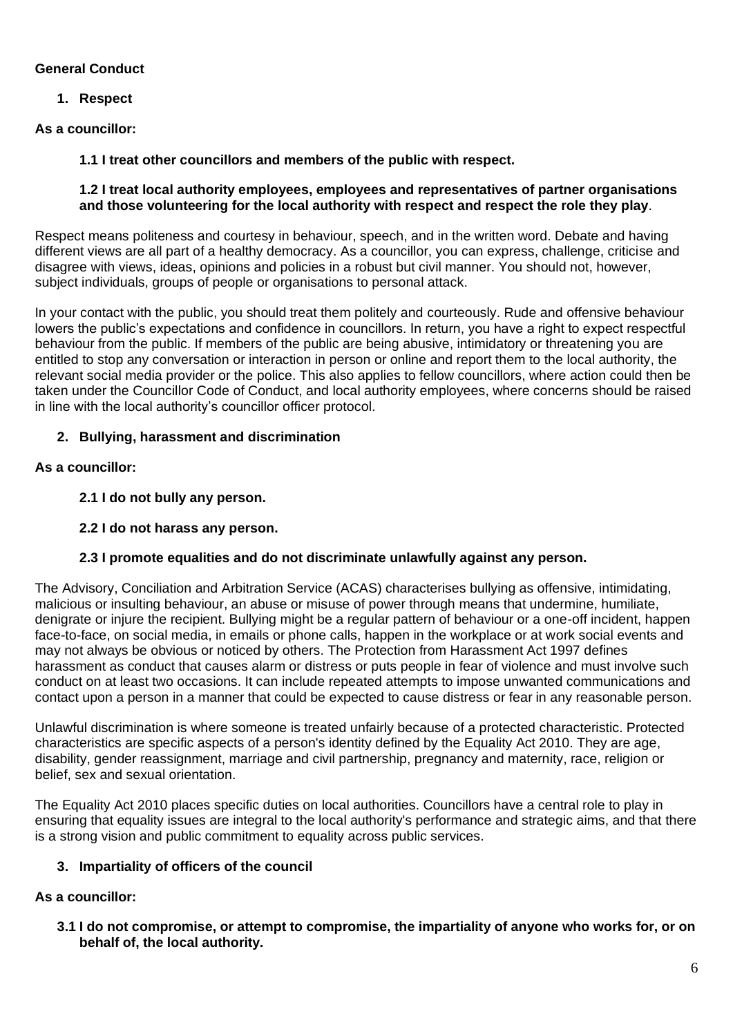**General Conduct**

1. **Respect**

**As a councillor:**

**1.1 I treat other councillors and members of the public with respect.**

**1.2 I treat local authority employees, employees and representatives of partner organisations and those volunteering for the local authority with respect and respect the role they play**.

Respect means politeness and courtesy in behaviour, speech, and in the written word. Debate and having different views are all part of a healthy democracy. As a councillor, you can express, challenge, criticise and disagree with views, ideas, opinions and policies in a robust but civil manner. You should not, however, subject individuals, groups of people or organisations to personal attack.

In your contact with the public, you should treat them politely and courteously. Rude and offensive behaviour lowers the public's expectations and confidence in councillors. In return, you have a right to expect respectful behaviour from the public. If members of the public are being abusive, intimidatory or threatening you are entitled to stop any conversation or interaction in person or online and report them to the local authority, the relevant social media provider or the police. This also applies to fellow councillors, where action could then be taken under the Councillor Code of Conduct, and local authority employees, where concerns should be raised in line with the local authority's councillor officer protocol.

2. **Bullying, harassment and discrimination**

**As a councillor:**

**2.1 I do not bully any person.**

**2.2 I do not harass any person.**

**2.3 I promote equalities and do not discriminate unlawfully against any person.**

The Advisory, Conciliation and Arbitration Service (ACAS) characterises bullying as offensive, intimidating, malicious or insulting behaviour, an abuse or misuse of power through means that undermine, humiliate, denigrate or injure the recipient. Bullying might be a regular pattern of behaviour or a one-off incident, happen face-to-face, on social media, in emails or phone calls, happen in the workplace or at work social events and may not always be obvious or noticed by others. The Protection from Harassment Act 1997 defines harassment as conduct that causes alarm or distress or puts people in fear of violence and must involve such conduct on at least two occasions. It can include repeated attempts to impose unwanted communications and contact upon a person in a manner that could be expected to cause distress or fear in any reasonable person.

Unlawful discrimination is where someone is treated unfairly because of a protected characteristic. Protected characteristics are specific aspects of a person's identity defined by the Equality Act 2010. They are age, disability, gender reassignment, marriage and civil partnership, pregnancy and maternity, race, religion or belief, sex and sexual orientation.

The Equality Act 2010 places specific duties on local authorities. Councillors have a central role to play in ensuring that equality issues are integral to the local authority's performance and strategic aims, and that there is a strong vision and public commitment to equality across public services.

3. **Impartiality of officers of the council**

**As a councillor:**

**3.1 I do not compromise, or attempt to compromise, the impartiality of anyone who works for, or on behalf of, the local authority.**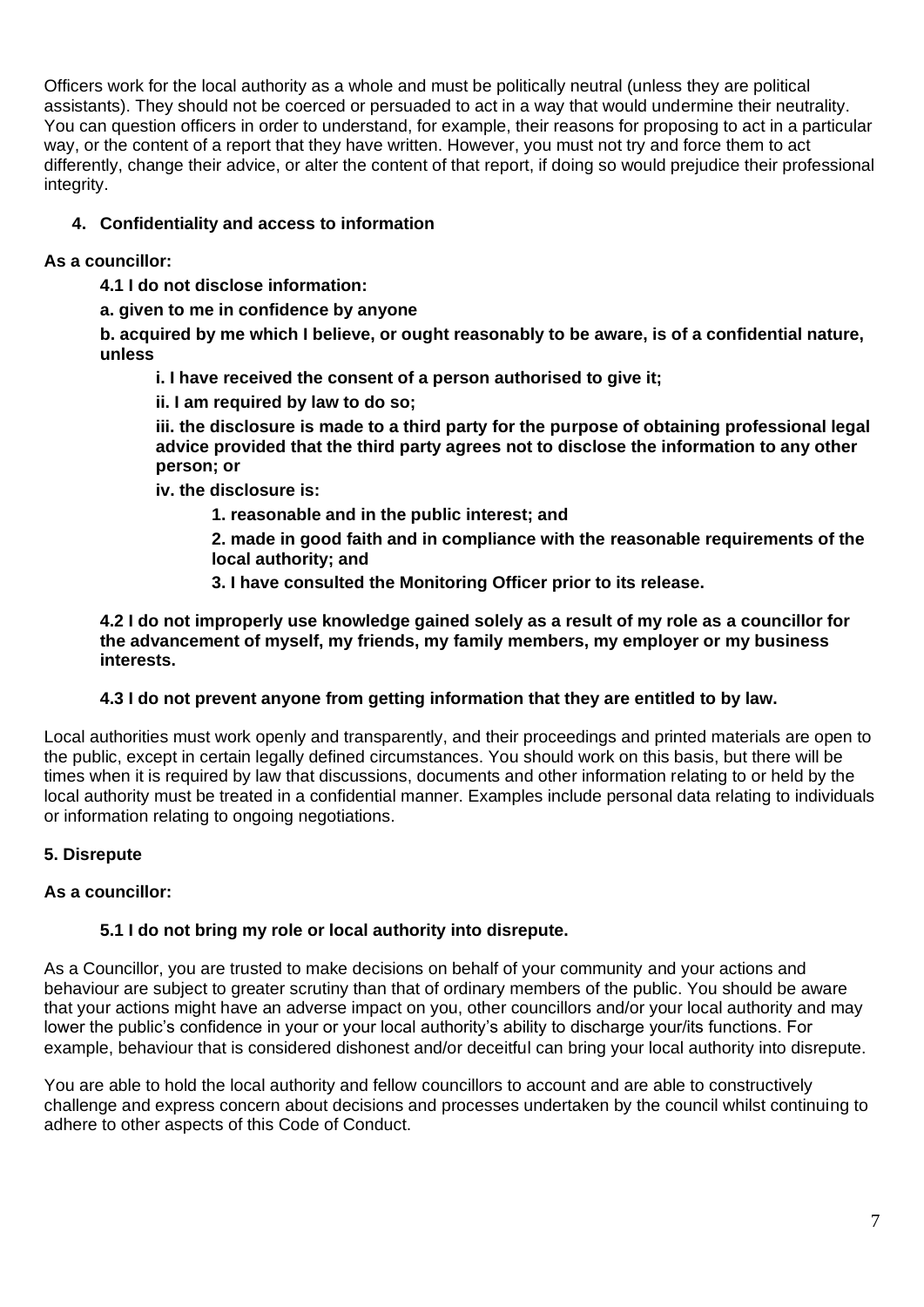Officers work for the local authority as a whole and must be politically neutral (unless they are political assistants). They should not be coerced or persuaded to act in a way that would undermine their neutrality. You can question officers in order to understand, for example, their reasons for proposing to act in a particular way, or the content of a report that they have written. However, you must not try and force them to act differently, change their advice, or alter the content of that report, if doing so would prejudice their professional integrity.

## 4. Confidentiality and access to information

**As a councillor:**

**4.1 I do not disclose information:**

**a. given to me in confidence by anyone**

**b. acquired by me which I believe, or ought reasonably to be aware, is of a confidential nature, unless**

**i. I have received the consent of a person authorised to give it;**

**ii. I am required by law to do so;**

**iii. the disclosure is made to a third party for the purpose of obtaining professional legal advice provided that the third party agrees not to disclose the information to any other person; or**

**iv. the disclosure is:**

**1. reasonable and in the public interest; and**

**2. made in good faith and in compliance with the reasonable requirements of the local authority; and**

**3. I have consulted the Monitoring Officer prior to its release.**

**4.2 I do not improperly use knowledge gained solely as a result of my role as a councillor for the advancement of myself, my friends, my family members, my employer or my business interests.**

**4.3 I do not prevent anyone from getting information that they are entitled to by law.**

Local authorities must work openly and transparently, and their proceedings and printed materials are open to the public, except in certain legally defined circumstances. You should work on this basis, but there will be times when it is required by law that discussions, documents and other information relating to or held by the local authority must be treated in a confidential manner. Examples include personal data relating to individuals or information relating to ongoing negotiations.

## 5. Disrepute

**As a councillor:**

**5.1 I do not bring my role or local authority into disrepute.**

As a Councillor, you are trusted to make decisions on behalf of your community and your actions and behaviour are subject to greater scrutiny than that of ordinary members of the public. You should be aware that your actions might have an adverse impact on you, other councillors and/or your local authority and may lower the public's confidence in your or your local authority's ability to discharge your/its functions. For example, behaviour that is considered dishonest and/or deceitful can bring your local authority into disrepute.

You are able to hold the local authority and fellow councillors to account and are able to constructively challenge and express concern about decisions and processes undertaken by the council whilst continuing to adhere to other aspects of this Code of Conduct.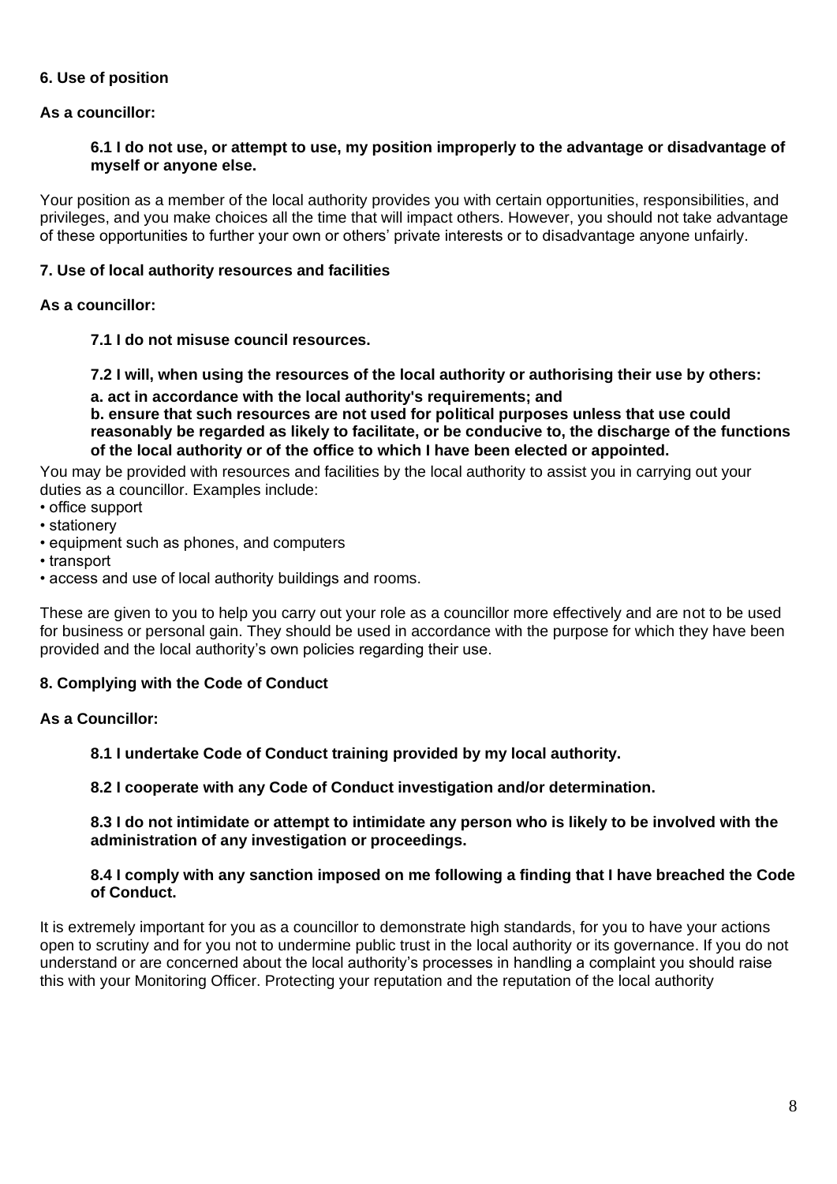### 6. Use of position

**As a councillor:**

> **6.1 I do not use, or attempt to use, my position improperly to the advantage or disadvantage of myself or anyone else.**

Your position as a member of the local authority provides you with certain opportunities, responsibilities, and privileges, and you make choices all the time that will impact others. However, you should not take advantage of these opportunities to further your own or others' private interests or to disadvantage anyone unfairly.

### 7. Use of local authority resources and facilities

**As a councillor:**

> **7.1 I do not misuse council resources.**
>
> **7.2 I will, when using the resources of the local authority or authorising their use by others:**
>
> **a. act in accordance with the local authority's requirements; and**
>
> **b. ensure that such resources are not used for political purposes unless that use could reasonably be regarded as likely to facilitate, or be conducive to, the discharge of the functions of the local authority or of the office to which I have been elected or appointed.**

You may be provided with resources and facilities by the local authority to assist you in carrying out your duties as a councillor. Examples include:

- office support
- stationery
- equipment such as phones, and computers
- transport
- access and use of local authority buildings and rooms.

These are given to you to help you carry out your role as a councillor more effectively and are not to be used for business or personal gain. They should be used in accordance with the purpose for which they have been provided and the local authority's own policies regarding their use.

### 8. Complying with the Code of Conduct

**As a Councillor:**

> **8.1 I undertake Code of Conduct training provided by my local authority.**
>
> **8.2 I cooperate with any Code of Conduct investigation and/or determination.**
>
> **8.3 I do not intimidate or attempt to intimidate any person who is likely to be involved with the administration of any investigation or proceedings.**
>
> **8.4 I comply with any sanction imposed on me following a finding that I have breached the Code of Conduct.**

It is extremely important for you as a councillor to demonstrate high standards, for you to have your actions open to scrutiny and for you not to undermine public trust in the local authority or its governance. If you do not understand or are concerned about the local authority's processes in handling a complaint you should raise this with your Monitoring Officer. Protecting your reputation and the reputation of the local authority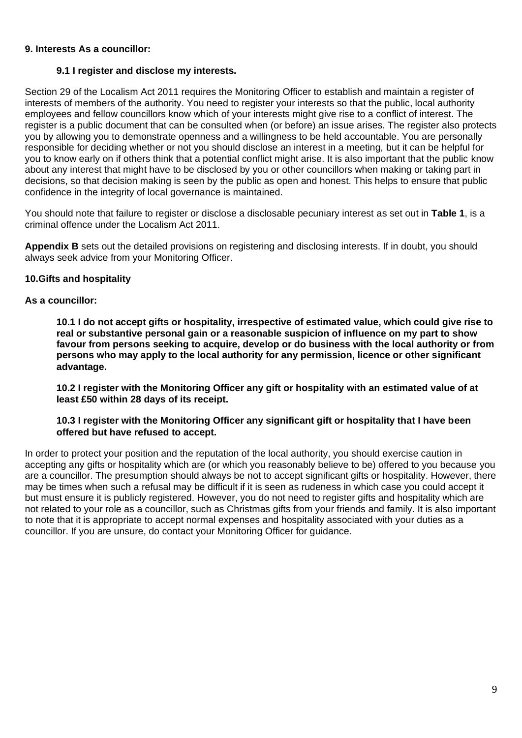**9. Interests As a councillor:**

**9.1 I register and disclose my interests.**

Section 29 of the Localism Act 2011 requires the Monitoring Officer to establish and maintain a register of interests of members of the authority. You need to register your interests so that the public, local authority employees and fellow councillors know which of your interests might give rise to a conflict of interest. The register is a public document that can be consulted when (or before) an issue arises. The register also protects you by allowing you to demonstrate openness and a willingness to be held accountable. You are personally responsible for deciding whether or not you should disclose an interest in a meeting, but it can be helpful for you to know early on if others think that a potential conflict might arise. It is also important that the public know about any interest that might have to be disclosed by you or other councillors when making or taking part in decisions, so that decision making is seen by the public as open and honest. This helps to ensure that public confidence in the integrity of local governance is maintained.

You should note that failure to register or disclose a disclosable pecuniary interest as set out in **Table 1**, is a criminal offence under the Localism Act 2011.

**Appendix B** sets out the detailed provisions on registering and disclosing interests. If in doubt, you should always seek advice from your Monitoring Officer.

**10.Gifts and hospitality**

**As a councillor:**

**10.1 I do not accept gifts or hospitality, irrespective of estimated value, which could give rise to real or substantive personal gain or a reasonable suspicion of influence on my part to show favour from persons seeking to acquire, develop or do business with the local authority or from persons who may apply to the local authority for any permission, licence or other significant advantage.**

**10.2 I register with the Monitoring Officer any gift or hospitality with an estimated value of at least £50 within 28 days of its receipt.**

**10.3 I register with the Monitoring Officer any significant gift or hospitality that I have been offered but have refused to accept.**

In order to protect your position and the reputation of the local authority, you should exercise caution in accepting any gifts or hospitality which are (or which you reasonably believe to be) offered to you because you are a councillor. The presumption should always be not to accept significant gifts or hospitality. However, there may be times when such a refusal may be difficult if it is seen as rudeness in which case you could accept it but must ensure it is publicly registered. However, you do not need to register gifts and hospitality which are not related to your role as a councillor, such as Christmas gifts from your friends and family. It is also important to note that it is appropriate to accept normal expenses and hospitality associated with your duties as a councillor. If you are unsure, do contact your Monitoring Officer for guidance.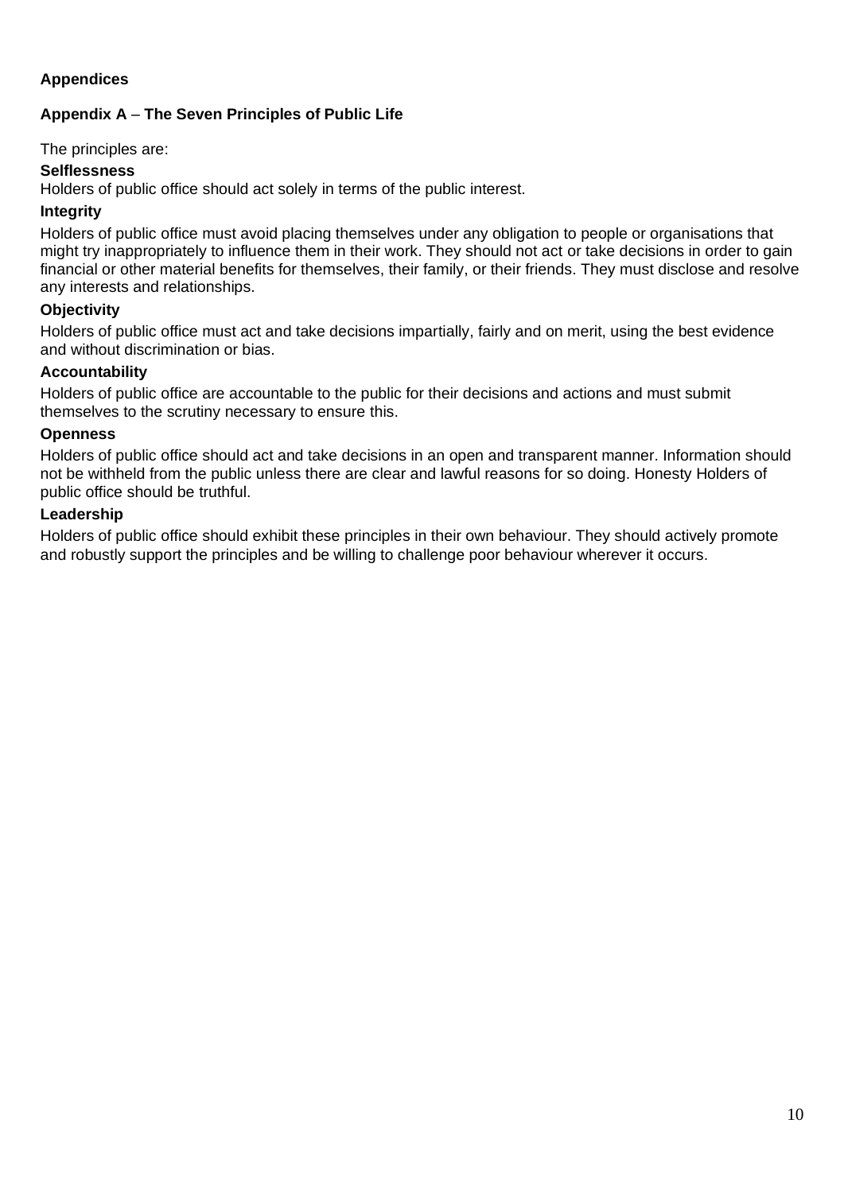## Appendices

### Appendix A – The Seven Principles of Public Life

The principles are:

**Selflessness**

Holders of public office should act solely in terms of the public interest.

**Integrity**

Holders of public office must avoid placing themselves under any obligation to people or organisations that might try inappropriately to influence them in their work. They should not act or take decisions in order to gain financial or other material benefits for themselves, their family, or their friends. They must disclose and resolve any interests and relationships.

**Objectivity**

Holders of public office must act and take decisions impartially, fairly and on merit, using the best evidence and without discrimination or bias.

**Accountability**

Holders of public office are accountable to the public for their decisions and actions and must submit themselves to the scrutiny necessary to ensure this.

**Openness**

Holders of public office should act and take decisions in an open and transparent manner. Information should not be withheld from the public unless there are clear and lawful reasons for so doing. Honesty Holders of public office should be truthful.

**Leadership**

Holders of public office should exhibit these principles in their own behaviour. They should actively promote and robustly support the principles and be willing to challenge poor behaviour wherever it occurs.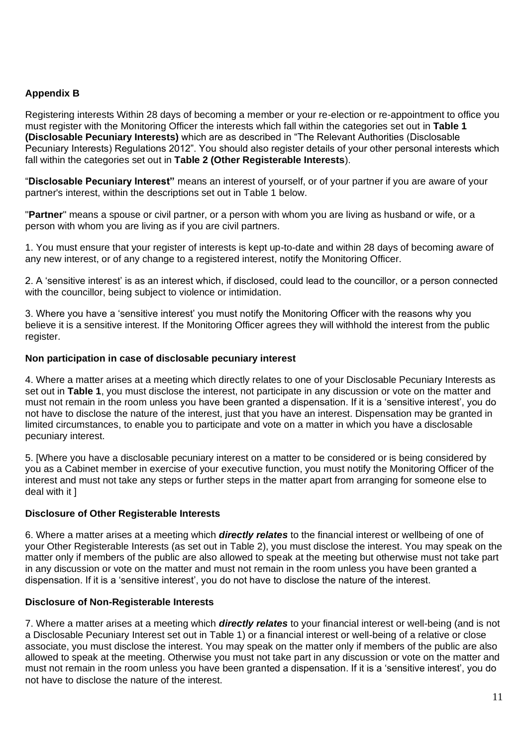## Appendix B

Registering interests Within 28 days of becoming a member or your re-election or re-appointment to office you must register with the Monitoring Officer the interests which fall within the categories set out in **Table 1 (Disclosable Pecuniary Interests)** which are as described in "The Relevant Authorities (Disclosable Pecuniary Interests) Regulations 2012". You should also register details of your other personal interests which fall within the categories set out in **Table 2 (Other Registerable Interests**).

"**Disclosable Pecuniary Interest"** means an interest of yourself, or of your partner if you are aware of your partner's interest, within the descriptions set out in Table 1 below.

"**Partner**" means a spouse or civil partner, or a person with whom you are living as husband or wife, or a person with whom you are living as if you are civil partners.

1. You must ensure that your register of interests is kept up-to-date and within 28 days of becoming aware of any new interest, or of any change to a registered interest, notify the Monitoring Officer.

2. A 'sensitive interest' is as an interest which, if disclosed, could lead to the councillor, or a person connected with the councillor, being subject to violence or intimidation.

3. Where you have a 'sensitive interest' you must notify the Monitoring Officer with the reasons why you believe it is a sensitive interest. If the Monitoring Officer agrees they will withhold the interest from the public register.

### Non participation in case of disclosable pecuniary interest

4. Where a matter arises at a meeting which directly relates to one of your Disclosable Pecuniary Interests as set out in **Table 1**, you must disclose the interest, not participate in any discussion or vote on the matter and must not remain in the room unless you have been granted a dispensation. If it is a 'sensitive interest', you do not have to disclose the nature of the interest, just that you have an interest. Dispensation may be granted in limited circumstances, to enable you to participate and vote on a matter in which you have a disclosable pecuniary interest.

5. [Where you have a disclosable pecuniary interest on a matter to be considered or is being considered by you as a Cabinet member in exercise of your executive function, you must notify the Monitoring Officer of the interest and must not take any steps or further steps in the matter apart from arranging for someone else to deal with it ]

### Disclosure of Other Registerable Interests

6. Where a matter arises at a meeting which ***directly relates*** to the financial interest or wellbeing of one of your Other Registerable Interests (as set out in Table 2), you must disclose the interest. You may speak on the matter only if members of the public are also allowed to speak at the meeting but otherwise must not take part in any discussion or vote on the matter and must not remain in the room unless you have been granted a dispensation. If it is a 'sensitive interest', you do not have to disclose the nature of the interest.

### Disclosure of Non-Registerable Interests

7. Where a matter arises at a meeting which ***directly relates*** to your financial interest or well-being (and is not a Disclosable Pecuniary Interest set out in Table 1) or a financial interest or well-being of a relative or close associate, you must disclose the interest. You may speak on the matter only if members of the public are also allowed to speak at the meeting. Otherwise you must not take part in any discussion or vote on the matter and must not remain in the room unless you have been granted a dispensation. If it is a 'sensitive interest', you do not have to disclose the nature of the interest.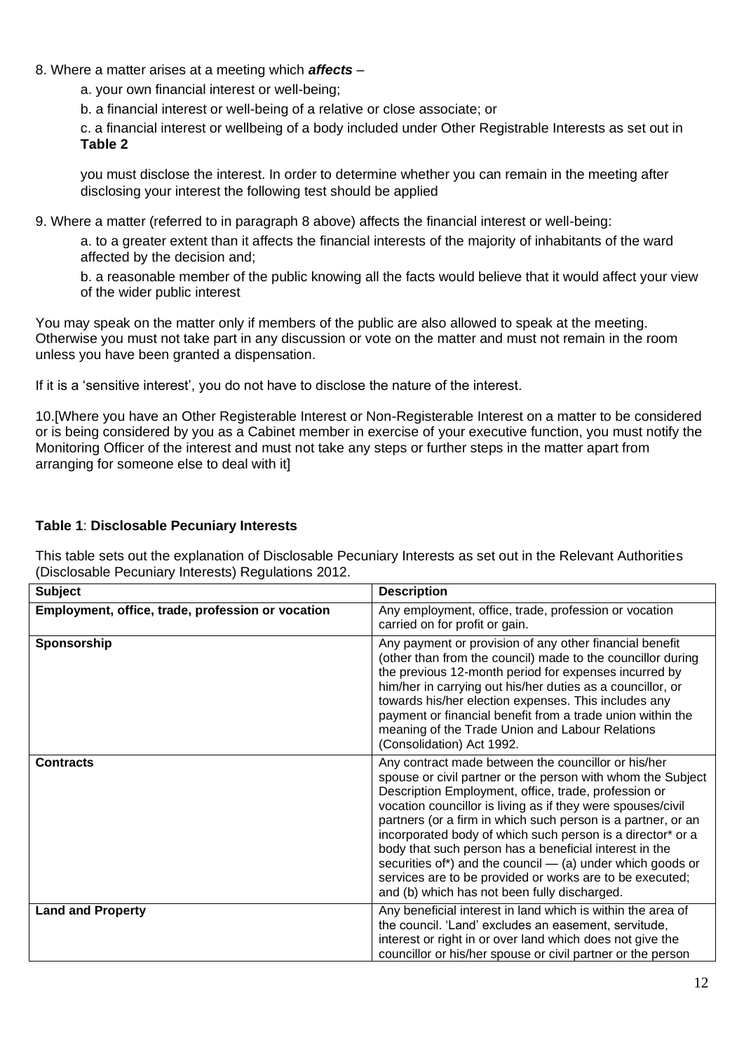8. Where a matter arises at a meeting which ***affects*** –

   a. your own financial interest or well-being;

   b. a financial interest or well-being of a relative or close associate; or

   c. a financial interest or wellbeing of a body included under Other Registrable Interests as set out in **Table 2**

   you must disclose the interest. In order to determine whether you can remain in the meeting after disclosing your interest the following test should be applied

9. Where a matter (referred to in paragraph 8 above) affects the financial interest or well-being:

   a. to a greater extent than it affects the financial interests of the majority of inhabitants of the ward affected by the decision and;

   b. a reasonable member of the public knowing all the facts would believe that it would affect your view of the wider public interest

You may speak on the matter only if members of the public are also allowed to speak at the meeting. Otherwise you must not take part in any discussion or vote on the matter and must not remain in the room unless you have been granted a dispensation.

If it is a 'sensitive interest', you do not have to disclose the nature of the interest.

10.[Where you have an Other Registerable Interest or Non-Registerable Interest on a matter to be considered or is being considered by you as a Cabinet member in exercise of your executive function, you must notify the Monitoring Officer of the interest and must not take any steps or further steps in the matter apart from arranging for someone else to deal with it]

**Table 1**: **Disclosable Pecuniary Interests**

This table sets out the explanation of Disclosable Pecuniary Interests as set out in the Relevant Authorities (Disclosable Pecuniary Interests) Regulations 2012.

| Subject | Description |
|---|---|
| **Employment, office, trade, profession or vocation** | Any employment, office, trade, profession or vocation carried on for profit or gain. |
| **Sponsorship** | Any payment or provision of any other financial benefit (other than from the council) made to the councillor during the previous 12-month period for expenses incurred by him/her in carrying out his/her duties as a councillor, or towards his/her election expenses. This includes any payment or financial benefit from a trade union within the meaning of the Trade Union and Labour Relations (Consolidation) Act 1992. |
| **Contracts** | Any contract made between the councillor or his/her spouse or civil partner or the person with whom the Subject Description Employment, office, trade, profession or vocation councillor is living as if they were spouses/civil partners (or a firm in which such person is a partner, or an incorporated body of which such person is a director* or a body that such person has a beneficial interest in the securities of*) and the council — (a) under which goods or services are to be provided or works are to be executed; and (b) which has not been fully discharged. |
| **Land and Property** | Any beneficial interest in land which is within the area of the council. 'Land' excludes an easement, servitude, interest or right in or over land which does not give the councillor or his/her spouse or civil partner or the person |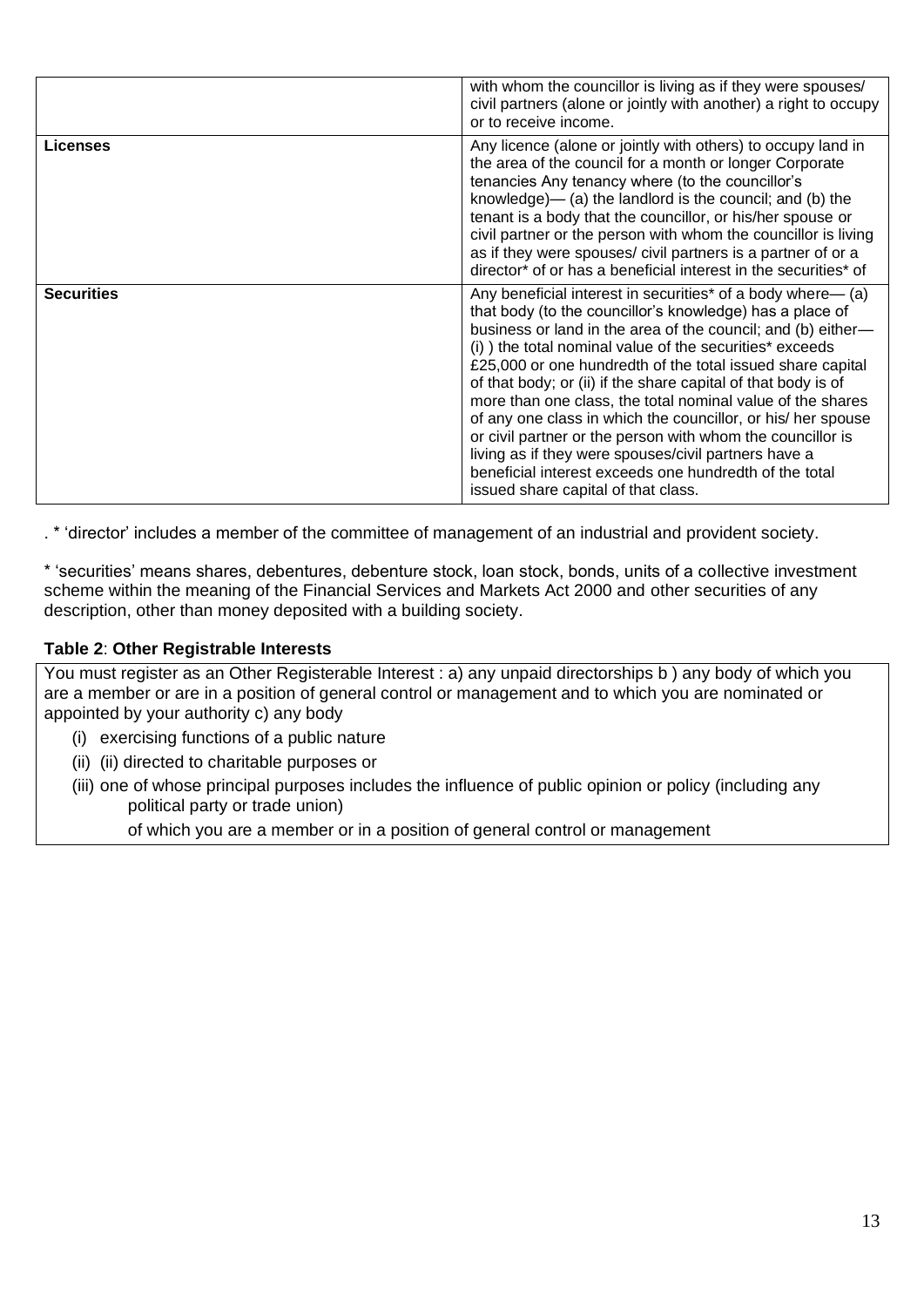| | |
|---|---|
| | with whom the councillor is living as if they were spouses/ civil partners (alone or jointly with another) a right to occupy or to receive income. |
| **Licenses** | Any licence (alone or jointly with others) to occupy land in the area of the council for a month or longer Corporate tenancies Any tenancy where (to the councillor's knowledge)— (a) the landlord is the council; and (b) the tenant is a body that the councillor, or his/her spouse or civil partner or the person with whom the councillor is living as if they were spouses/ civil partners is a partner of or a director* of or has a beneficial interest in the securities* of |
| **Securities** | Any beneficial interest in securities* of a body where— (a) that body (to the councillor's knowledge) has a place of business or land in the area of the council; and (b) either— (i) ) the total nominal value of the securities* exceeds £25,000 or one hundredth of the total issued share capital of that body; or (ii) if the share capital of that body is of more than one class, the total nominal value of the shares of any one class in which the councillor, or his/ her spouse or civil partner or the person with whom the councillor is living as if they were spouses/civil partners have a beneficial interest exceeds one hundredth of the total issued share capital of that class. |

. * 'director' includes a member of the committee of management of an industrial and provident society.

* 'securities' means shares, debentures, debenture stock, loan stock, bonds, units of a collective investment scheme within the meaning of the Financial Services and Markets Act 2000 and other securities of any description, other than money deposited with a building society.

**Table 2**: **Other Registrable Interests**

| |
|---|
| You must register as an Other Registerable Interest : a) any unpaid directorships b ) any body of which you are a member or are in a position of general control or management and to which you are nominated or appointed by your authority c) any body<br>(i) exercising functions of a public nature<br>(ii) (ii) directed to charitable purposes or<br>(iii) one of whose principal purposes includes the influence of public opinion or policy (including any political party or trade union)<br>of which you are a member or in a position of general control or management |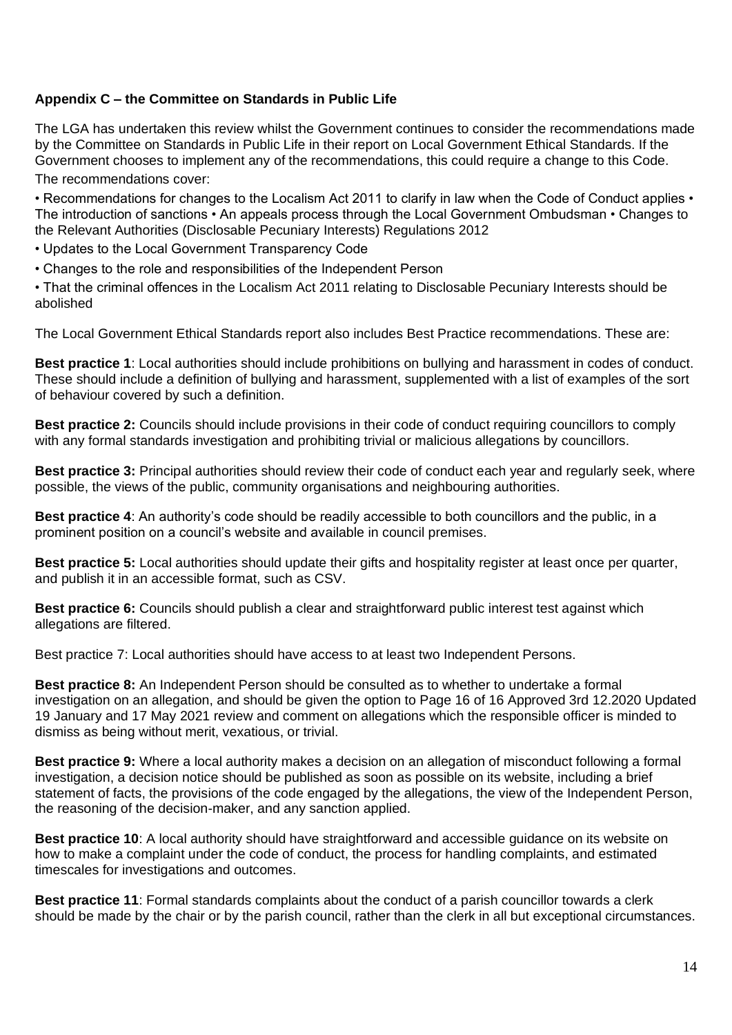**Appendix C – the Committee on Standards in Public Life**

The LGA has undertaken this review whilst the Government continues to consider the recommendations made by the Committee on Standards in Public Life in their report on Local Government Ethical Standards. If the Government chooses to implement any of the recommendations, this could require a change to this Code. The recommendations cover:

• Recommendations for changes to the Localism Act 2011 to clarify in law when the Code of Conduct applies • The introduction of sanctions • An appeals process through the Local Government Ombudsman • Changes to the Relevant Authorities (Disclosable Pecuniary Interests) Regulations 2012

• Updates to the Local Government Transparency Code

• Changes to the role and responsibilities of the Independent Person

• That the criminal offences in the Localism Act 2011 relating to Disclosable Pecuniary Interests should be abolished

The Local Government Ethical Standards report also includes Best Practice recommendations. These are:

**Best practice 1**: Local authorities should include prohibitions on bullying and harassment in codes of conduct. These should include a definition of bullying and harassment, supplemented with a list of examples of the sort of behaviour covered by such a definition.

**Best practice 2:** Councils should include provisions in their code of conduct requiring councillors to comply with any formal standards investigation and prohibiting trivial or malicious allegations by councillors.

**Best practice 3:** Principal authorities should review their code of conduct each year and regularly seek, where possible, the views of the public, community organisations and neighbouring authorities.

**Best practice 4**: An authority's code should be readily accessible to both councillors and the public, in a prominent position on a council's website and available in council premises.

**Best practice 5:** Local authorities should update their gifts and hospitality register at least once per quarter, and publish it in an accessible format, such as CSV.

**Best practice 6:** Councils should publish a clear and straightforward public interest test against which allegations are filtered.

Best practice 7: Local authorities should have access to at least two Independent Persons.

**Best practice 8:** An Independent Person should be consulted as to whether to undertake a formal investigation on an allegation, and should be given the option to Page 16 of 16 Approved 3rd 12.2020 Updated 19 January and 17 May 2021 review and comment on allegations which the responsible officer is minded to dismiss as being without merit, vexatious, or trivial.

**Best practice 9:** Where a local authority makes a decision on an allegation of misconduct following a formal investigation, a decision notice should be published as soon as possible on its website, including a brief statement of facts, the provisions of the code engaged by the allegations, the view of the Independent Person, the reasoning of the decision-maker, and any sanction applied.

**Best practice 10**: A local authority should have straightforward and accessible guidance on its website on how to make a complaint under the code of conduct, the process for handling complaints, and estimated timescales for investigations and outcomes.

**Best practice 11**: Formal standards complaints about the conduct of a parish councillor towards a clerk should be made by the chair or by the parish council, rather than the clerk in all but exceptional circumstances.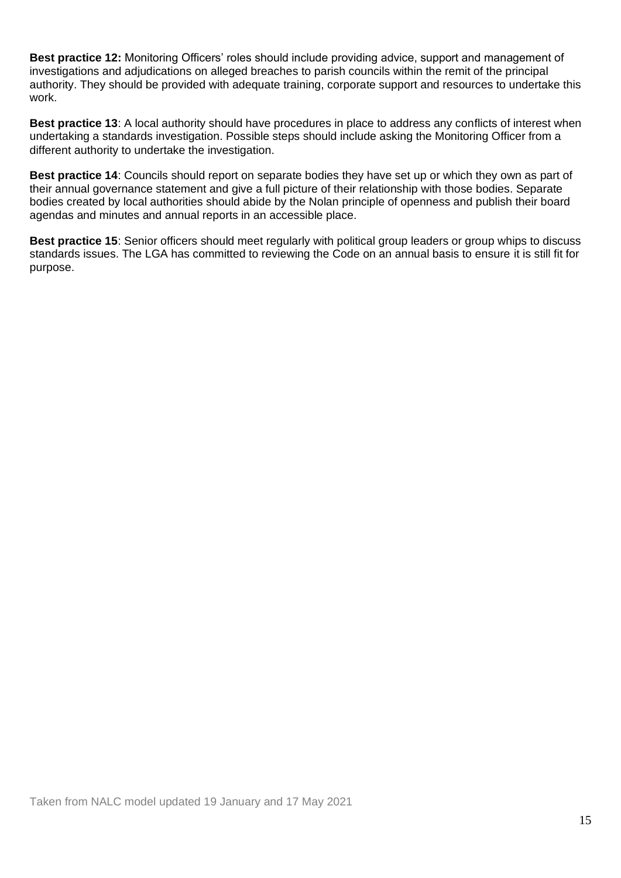**Best practice 12:** Monitoring Officers' roles should include providing advice, support and management of investigations and adjudications on alleged breaches to parish councils within the remit of the principal authority. They should be provided with adequate training, corporate support and resources to undertake this work.

**Best practice 13**: A local authority should have procedures in place to address any conflicts of interest when undertaking a standards investigation. Possible steps should include asking the Monitoring Officer from a different authority to undertake the investigation.

**Best practice 14**: Councils should report on separate bodies they have set up or which they own as part of their annual governance statement and give a full picture of their relationship with those bodies. Separate bodies created by local authorities should abide by the Nolan principle of openness and publish their board agendas and minutes and annual reports in an accessible place.

**Best practice 15**: Senior officers should meet regularly with political group leaders or group whips to discuss standards issues. The LGA has committed to reviewing the Code on an annual basis to ensure it is still fit for purpose.

Taken from NALC model updated 19 January and 17 May 2021